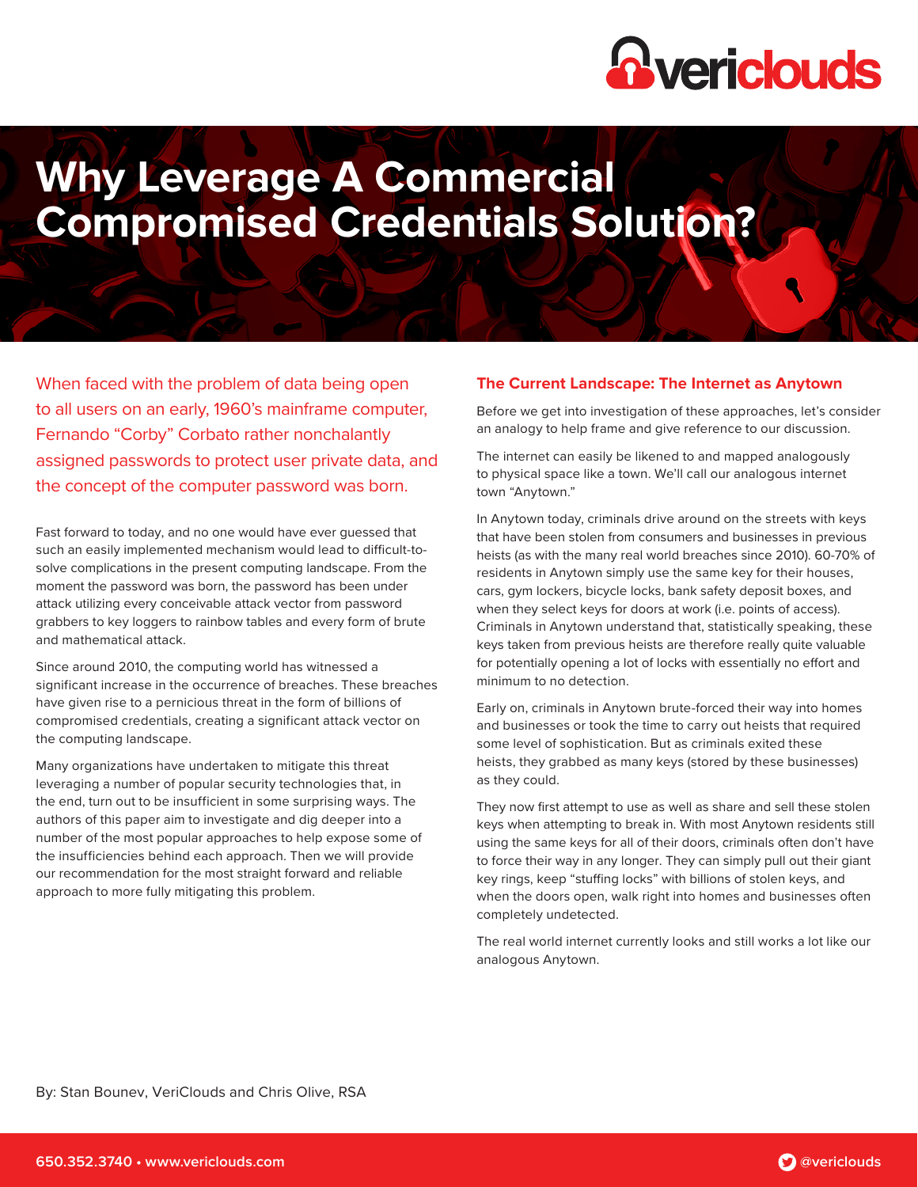# Why Leverage A Commercial Compromised Credentials Solution?

When faced with the problem of data being open to all users on an early, 1960's mainframe computer, Fernando "Corby" Corbato rather nonchalantly assigned passwords to protect user private data, and the concept of the computer password was born.

Fast forward to today, and no one would have ever guessed that such an easily implemented mechanism would lead to difficult-to-solve complications in the present computing landscape. From the moment the password was born, the password has been under attack utilizing every conceivable attack vector from password grabbers to key loggers to rainbow tables and every form of brute and mathematical attack.

Since around 2010, the computing world has witnessed a significant increase in the occurrence of breaches. These breaches have given rise to a pernicious threat in the form of billions of compromised credentials, creating a significant attack vector on the computing landscape.

Many organizations have undertaken to mitigate this threat leveraging a number of popular security technologies that, in the end, turn out to be insufficient in some surprising ways. The authors of this paper aim to investigate and dig deeper into a number of the most popular approaches to help expose some of the insufficiencies behind each approach. Then we will provide our recommendation for the most straight forward and reliable approach to more fully mitigating this problem.

By: Stan Bounev, VeriClouds and Chris Olive, RSA

## The Current Landscape: The Internet as Anytown

Before we get into investigation of these approaches, let's consider an analogy to help frame and give reference to our discussion.

The internet can easily be likened to and mapped analogously to physical space like a town. We'll call our analogous internet town "Anytown."

In Anytown today, criminals drive around on the streets with keys that have been stolen from consumers and businesses in previous heists (as with the many real world breaches since 2010). 60-70% of residents in Anytown simply use the same key for their houses, cars, gym lockers, bicycle locks, bank safety deposit boxes, and when they select keys for doors at work (i.e. points of access). Criminals in Anytown understand that, statistically speaking, these keys taken from previous heists are therefore really quite valuable for potentially opening a lot of locks with essentially no effort and minimum to no detection.

Early on, criminals in Anytown brute-forced their way into homes and businesses or took the time to carry out heists that required some level of sophistication. But as criminals exited these heists, they grabbed as many keys (stored by these businesses) as they could.

They now first attempt to use as well as share and sell these stolen keys when attempting to break in. With most Anytown residents still using the same keys for all of their doors, criminals often don't have to force their way in any longer. They can simply pull out their giant key rings, keep "stuffing locks" with billions of stolen keys, and when the doors open, walk right into homes and businesses often completely undetected.

The real world internet currently looks and still works a lot like our analogous Anytown.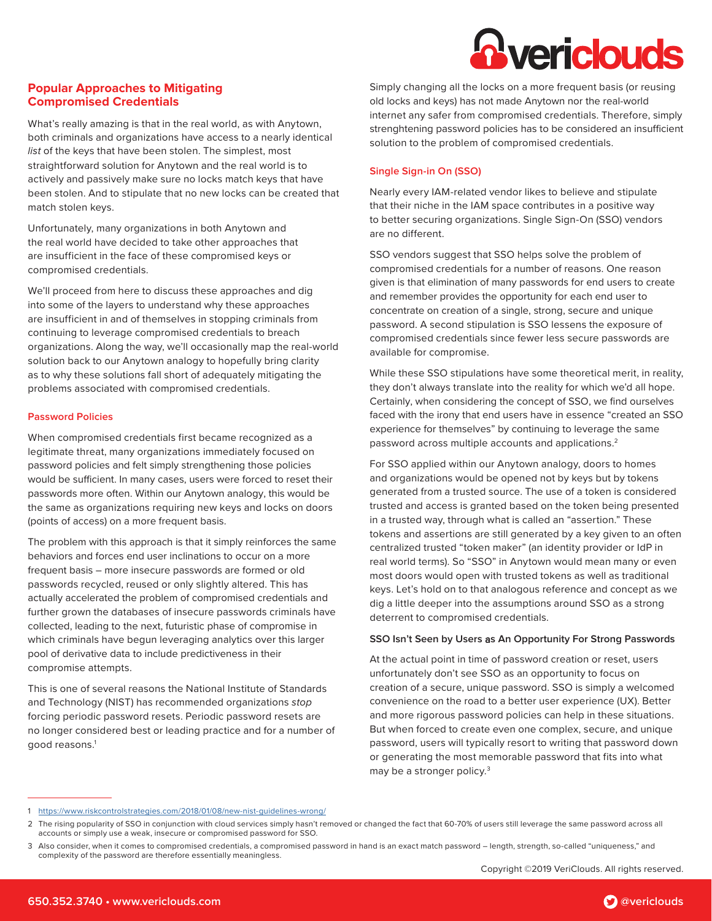## Popular Approaches to Mitigating Compromised Credentials

What's really amazing is that in the real world, as with Anytown, both criminals and organizations have access to a nearly identical *list* of the keys that have been stolen. The simplest, most straightforward solution for Anytown and the real world is to actively and passively make sure no locks match keys that have been stolen. And to stipulate that no new locks can be created that match stolen keys.

Unfortunately, many organizations in both Anytown and the real world have decided to take other approaches that are insufficient in the face of these compromised keys or compromised credentials.

We'll proceed from here to discuss these approaches and dig into some of the layers to understand why these approaches are insufficient in and of themselves in stopping criminals from continuing to leverage compromised credentials to breach organizations. Along the way, we'll occasionally map the real-world solution back to our Anytown analogy to hopefully bring clarity as to why these solutions fall short of adequately mitigating the problems associated with compromised credentials.

### Password Policies

When compromised credentials first became recognized as a legitimate threat, many organizations immediately focused on password policies and felt simply strengthening those policies would be sufficient. In many cases, users were forced to reset their passwords more often. Within our Anytown analogy, this would be the same as organizations requiring new keys and locks on doors (points of access) on a more frequent basis.

The problem with this approach is that it simply reinforces the same behaviors and forces end user inclinations to occur on a more frequent basis – more insecure passwords are formed or old passwords recycled, reused or only slightly altered. This has actually accelerated the problem of compromised credentials and further grown the databases of insecure passwords criminals have collected, leading to the next, futuristic phase of compromise in which criminals have begun leveraging analytics over this larger pool of derivative data to include predictiveness in their compromise attempts.

This is one of several reasons the National Institute of Standards and Technology (NIST) has recommended organizations *stop* forcing periodic password resets. Periodic password resets are no longer considered best or leading practice and for a number of good reasons.[1]

Simply changing all the locks on a more frequent basis (or reusing old locks and keys) has not made Anytown nor the real-world internet any safer from compromised credentials. Therefore, simply strenghtening password policies has to be considered an insufficient solution to the problem of compromised credentials.

### Single Sign-in On (SSO)

Nearly every IAM-related vendor likes to believe and stipulate that their niche in the IAM space contributes in a positive way to better securing organizations. Single Sign-On (SSO) vendors are no different.

SSO vendors suggest that SSO helps solve the problem of compromised credentials for a number of reasons. One reason given is that elimination of many passwords for end users to create and remember provides the opportunity for each end user to concentrate on creation of a single, strong, secure and unique password. A second stipulation is SSO lessens the exposure of compromised credentials since fewer less secure passwords are available for compromise.

While these SSO stipulations have some theoretical merit, in reality, they don't always translate into the reality for which we'd all hope. Certainly, when considering the concept of SSO, we find ourselves faced with the irony that end users have in essence "created an SSO experience for themselves" by continuing to leverage the same password across multiple accounts and applications.[2]

For SSO applied within our Anytown analogy, doors to homes and organizations would be opened not by keys but by tokens generated from a trusted source. The use of a token is considered trusted and access is granted based on the token being presented in a trusted way, through what is called an "assertion." These tokens and assertions are still generated by a key given to an often centralized trusted "token maker" (an identity provider or IdP in real world terms). So "SSO" in Anytown would mean many or even most doors would open with trusted tokens as well as traditional keys. Let's hold on to that analogous reference and concept as we dig a little deeper into the assumptions around SSO as a strong deterrent to compromised credentials.

#### SSO Isn't Seen by Users as An Opportunity For Strong Passwords

At the actual point in time of password creation or reset, users unfortunately don't see SSO as an opportunity to focus on creation of a secure, unique password. SSO is simply a welcomed convenience on the road to a better user experience (UX). Better and more rigorous password policies can help in these situations. But when forced to create even one complex, secure, and unique password, users will typically resort to writing that password down or generating the most memorable password that fits into what may be a stronger policy.[3]

---

1 https://www.riskcontrolstrategies.com/2018/01/08/new-nist-guidelines-wrong/

2 The rising popularity of SSO in conjunction with cloud services simply hasn't removed or changed the fact that 60-70% of users still leverage the same password across all accounts or simply use a weak, insecure or compromised password for SSO.

3 Also consider, when it comes to compromised credentials, a compromised password in hand is an exact match password – length, strength, so-called "uniqueness," and complexity of the password are therefore essentially meaningless.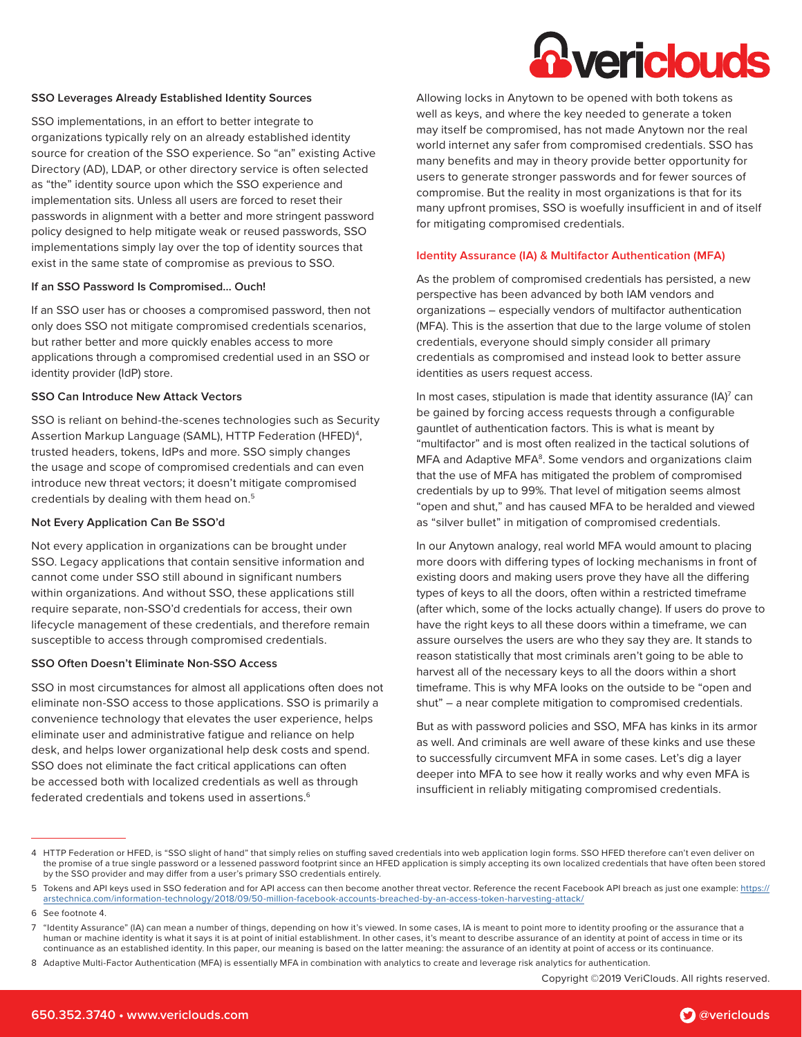#### SSO Leverages Already Established Identity Sources

SSO implementations, in an effort to better integrate to organizations typically rely on an already established identity source for creation of the SSO experience. So "an" existing Active Directory (AD), LDAP, or other directory service is often selected as "the" identity source upon which the SSO experience and implementation sits. Unless all users are forced to reset their passwords in alignment with a better and more stringent password policy designed to help mitigate weak or reused passwords, SSO implementations simply lay over the top of identity sources that exist in the same state of compromise as previous to SSO.

#### If an SSO Password Is Compromised… Ouch!

If an SSO user has or chooses a compromised password, then not only does SSO not mitigate compromised credentials scenarios, but rather better and more quickly enables access to more applications through a compromised credential used in an SSO or identity provider (IdP) store.

#### SSO Can Introduce New Attack Vectors

SSO is reliant on behind-the-scenes technologies such as Security Assertion Markup Language (SAML), HTTP Federation (HFED)[4], trusted headers, tokens, IdPs and more. SSO simply changes the usage and scope of compromised credentials and can even introduce new threat vectors; it doesn't mitigate compromised credentials by dealing with them head on.[5]

#### Not Every Application Can Be SSO'd

Not every application in organizations can be brought under SSO. Legacy applications that contain sensitive information and cannot come under SSO still abound in significant numbers within organizations. And without SSO, these applications still require separate, non-SSO'd credentials for access, their own lifecycle management of these credentials, and therefore remain susceptible to access through compromised credentials.

#### SSO Often Doesn't Eliminate Non-SSO Access

SSO in most circumstances for almost all applications often does not eliminate non-SSO access to those applications. SSO is primarily a convenience technology that elevates the user experience, helps eliminate user and administrative fatigue and reliance on help desk, and helps lower organizational help desk costs and spend. SSO does not eliminate the fact critical applications can often be accessed both with localized credentials as well as through federated credentials and tokens used in assertions.[6]

Allowing locks in Anytown to be opened with both tokens as well as keys, and where the key needed to generate a token may itself be compromised, has not made Anytown nor the real world internet any safer from compromised credentials. SSO has many benefits and may in theory provide better opportunity for users to generate stronger passwords and for fewer sources of compromise. But the reality in most organizations is that for its many upfront promises, SSO is woefully insufficient in and of itself for mitigating compromised credentials.

### Identity Assurance (IA) & Multifactor Authentication (MFA)

As the problem of compromised credentials has persisted, a new perspective has been advanced by both IAM vendors and organizations – especially vendors of multifactor authentication (MFA). This is the assertion that due to the large volume of stolen credentials, everyone should simply consider all primary credentials as compromised and instead look to better assure identities as users request access.

In most cases, stipulation is made that identity assurance (IA)[7] can be gained by forcing access requests through a configurable gauntlet of authentication factors. This is what is meant by "multifactor" and is most often realized in the tactical solutions of MFA and Adaptive MFA[8]. Some vendors and organizations claim that the use of MFA has mitigated the problem of compromised credentials by up to 99%. That level of mitigation seems almost "open and shut," and has caused MFA to be heralded and viewed as "silver bullet" in mitigation of compromised credentials.

In our Anytown analogy, real world MFA would amount to placing more doors with differing types of locking mechanisms in front of existing doors and making users prove they have all the differing types of keys to all the doors, often within a restricted timeframe (after which, some of the locks actually change). If users do prove to have the right keys to all these doors within a timeframe, we can assure ourselves the users are who they say they are. It stands to reason statistically that most criminals aren't going to be able to harvest all of the necessary keys to all the doors within a short timeframe. This is why MFA looks on the outside to be "open and shut" – a near complete mitigation to compromised credentials.

But as with password policies and SSO, MFA has kinks in its armor as well. And criminals are well aware of these kinks and use these to successfully circumvent MFA in some cases. Let's dig a layer deeper into MFA to see how it really works and why even MFA is insufficient in reliably mitigating compromised credentials.

---

4 HTTP Federation or HFED, is "SSO slight of hand" that simply relies on stuffing saved credentials into web application login forms. SSO HFED therefore can't even deliver on the promise of a true single password or a lessened password footprint since an HFED application is simply accepting its own localized credentials that have often been stored by the SSO provider and may differ from a user's primary SSO credentials entirely.

5 Tokens and API keys used in SSO federation and for API access can then become another threat vector. Reference the recent Facebook API breach as just one example: https://arstechnica.com/information-technology/2018/09/50-million-facebook-accounts-breached-by-an-access-token-harvesting-attack/

6 See footnote 4.

7 "Identity Assurance" (IA) can mean a number of things, depending on how it's viewed. In some cases, IA is meant to point more to identity proofing or the assurance that a human or machine identity is what it says it is at point of initial establishment. In other cases, it's meant to describe assurance of an identity at point of access in time or its continuance as an established identity. In this paper, our meaning is based on the latter meaning: the assurance of an identity at point of access or its continuance.

8 Adaptive Multi-Factor Authentication (MFA) is essentially MFA in combination with analytics to create and leverage risk analytics for authentication.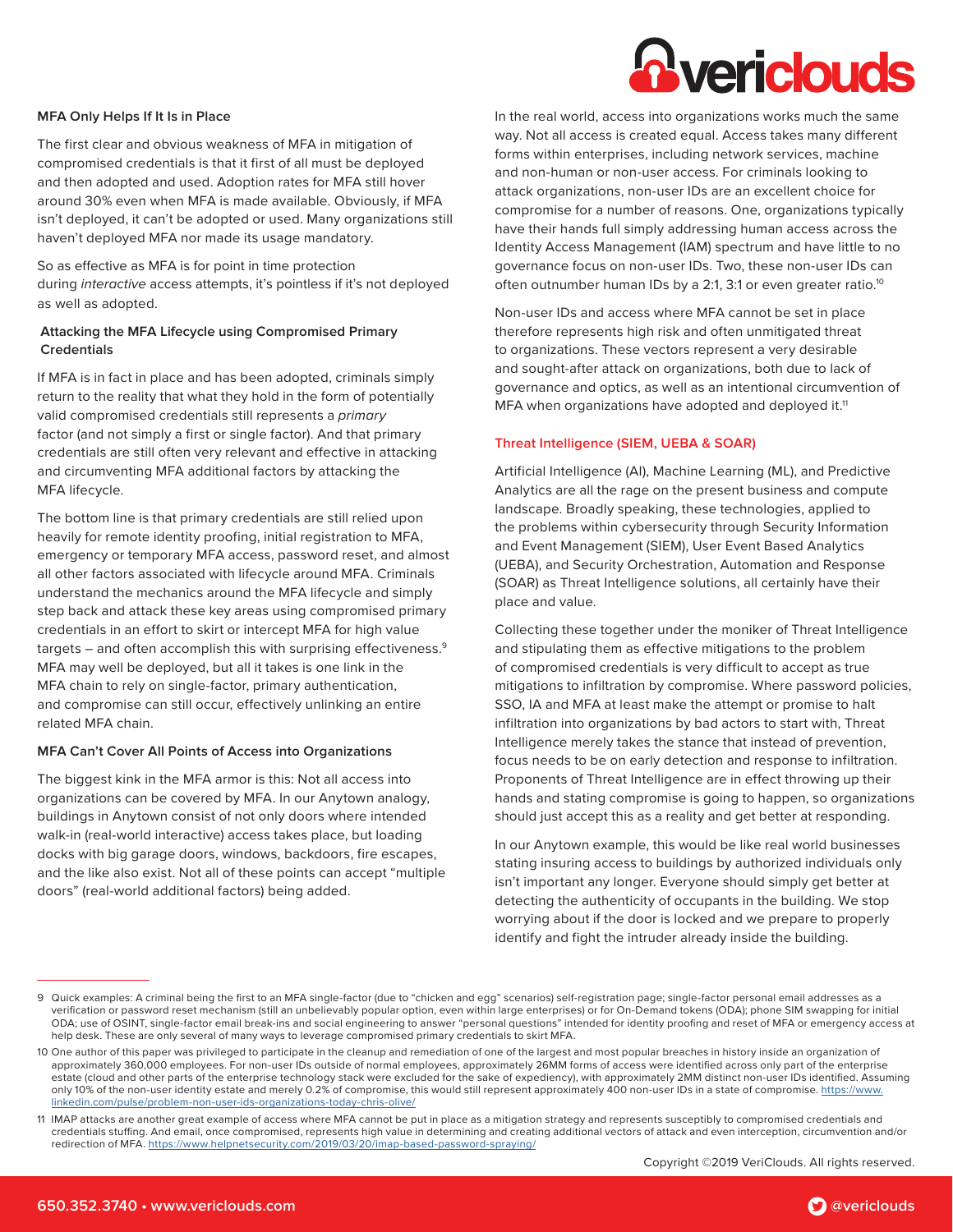### MFA Only Helps If It Is in Place

The first clear and obvious weakness of MFA in mitigation of compromised credentials is that it first of all must be deployed and then adopted and used. Adoption rates for MFA still hover around 30% even when MFA is made available. Obviously, if MFA isn't deployed, it can't be adopted or used. Many organizations still haven't deployed MFA nor made its usage mandatory.

So as effective as MFA is for point in time protection during *interactive* access attempts, it's pointless if it's not deployed as well as adopted.

### Attacking the MFA Lifecycle using Compromised Primary Credentials

If MFA is in fact in place and has been adopted, criminals simply return to the reality that what they hold in the form of potentially valid compromised credentials still represents a *primary* factor (and not simply a first or single factor). And that primary credentials are still often very relevant and effective in attacking and circumventing MFA additional factors by attacking the MFA lifecycle.

The bottom line is that primary credentials are still relied upon heavily for remote identity proofing, initial registration to MFA, emergency or temporary MFA access, password reset, and almost all other factors associated with lifecycle around MFA. Criminals understand the mechanics around the MFA lifecycle and simply step back and attack these key areas using compromised primary credentials in an effort to skirt or intercept MFA for high value targets – and often accomplish this with surprising effectiveness.[9] MFA may well be deployed, but all it takes is one link in the MFA chain to rely on single-factor, primary authentication, and compromise can still occur, effectively unlinking an entire related MFA chain.

### MFA Can't Cover All Points of Access into Organizations

The biggest kink in the MFA armor is this: Not all access into organizations can be covered by MFA. In our Anytown analogy, buildings in Anytown consist of not only doors where intended walk-in (real-world interactive) access takes place, but loading docks with big garage doors, windows, backdoors, fire escapes, and the like also exist. Not all of these points can accept "multiple doors" (real-world additional factors) being added.

In the real world, access into organizations works much the same way. Not all access is created equal. Access takes many different forms within enterprises, including network services, machine and non-human or non-user access. For criminals looking to attack organizations, non-user IDs are an excellent choice for compromise for a number of reasons. One, organizations typically have their hands full simply addressing human access across the Identity Access Management (IAM) spectrum and have little to no governance focus on non-user IDs. Two, these non-user IDs can often outnumber human IDs by a 2:1, 3:1 or even greater ratio.[10]

Non-user IDs and access where MFA cannot be set in place therefore represents high risk and often unmitigated threat to organizations. These vectors represent a very desirable and sought-after attack on organizations, both due to lack of governance and optics, as well as an intentional circumvention of MFA when organizations have adopted and deployed it.[11]

## Threat Intelligence (SIEM, UEBA & SOAR)

Artificial Intelligence (AI), Machine Learning (ML), and Predictive Analytics are all the rage on the present business and compute landscape. Broadly speaking, these technologies, applied to the problems within cybersecurity through Security Information and Event Management (SIEM), User Event Based Analytics (UEBA), and Security Orchestration, Automation and Response (SOAR) as Threat Intelligence solutions, all certainly have their place and value.

Collecting these together under the moniker of Threat Intelligence and stipulating them as effective mitigations to the problem of compromised credentials is very difficult to accept as true mitigations to infiltration by compromise. Where password policies, SSO, IA and MFA at least make the attempt or promise to halt infiltration into organizations by bad actors to start with, Threat Intelligence merely takes the stance that instead of prevention, focus needs to be on early detection and response to infiltration. Proponents of Threat Intelligence are in effect throwing up their hands and stating compromise is going to happen, so organizations should just accept this as a reality and get better at responding.

In our Anytown example, this would be like real world businesses stating insuring access to buildings by authorized individuals only isn't important any longer. Everyone should simply get better at detecting the authenticity of occupants in the building. We stop worrying about if the door is locked and we prepare to properly identify and fight the intruder already inside the building.

---

9 Quick examples: A criminal being the first to an MFA single-factor (due to "chicken and egg" scenarios) self-registration page; single-factor personal email addresses as a verification or password reset mechanism (still an unbelievably popular option, even within large enterprises) or for On-Demand tokens (ODA); phone SIM swapping for initial ODA; use of OSINT, single-factor email break-ins and social engineering to answer "personal questions" intended for identity proofing and reset of MFA or emergency access at help desk. These are only several of many ways to leverage compromised primary credentials to skirt MFA.

10 One author of this paper was privileged to participate in the cleanup and remediation of one of the largest and most popular breaches in history inside an organization of approximately 360,000 employees. For non-user IDs outside of normal employees, approximately 26MM forms of access were identified across only part of the enterprise estate (cloud and other parts of the enterprise technology stack were excluded for the sake of expediency), with approximately 2MM distinct non-user IDs identified. Assuming only 10% of the non-user identity estate and merely 0.2% of compromise, this would still represent approximately 400 non-user IDs in a state of compromise. https://www.linkedin.com/pulse/problem-non-user-ids-organizations-today-chris-olive/

11 IMAP attacks are another great example of access where MFA cannot be put in place as a mitigation strategy and represents susceptibly to compromised credentials and credentials stuffing. And email, once compromised, represents high value in determining and creating additional vectors of attack and even interception, circumvention and/or redirection of MFA. https://www.helpnetsecurity.com/2019/03/20/imap-based-password-spraying/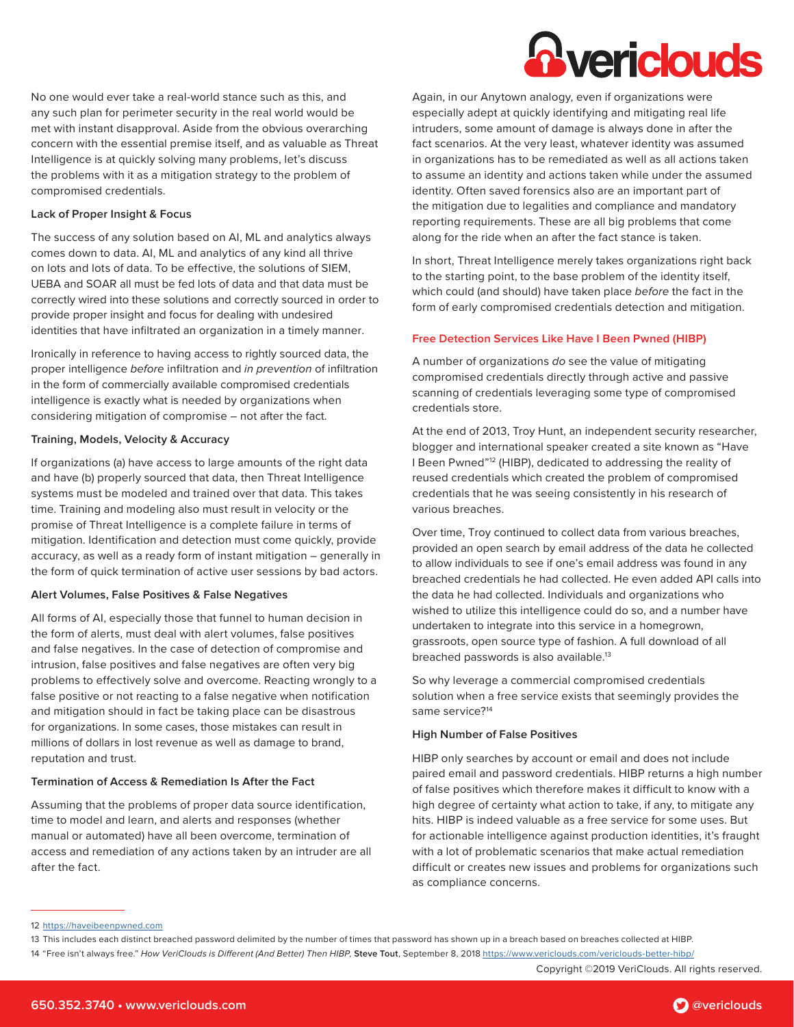No one would ever take a real-world stance such as this, and any such plan for perimeter security in the real world would be met with instant disapproval. Aside from the obvious overarching concern with the essential premise itself, and as valuable as Threat Intelligence is at quickly solving many problems, let's discuss the problems with it as a mitigation strategy to the problem of compromised credentials.

#### Lack of Proper Insight & Focus

The success of any solution based on AI, ML and analytics always comes down to data. AI, ML and analytics of any kind all thrive on lots and lots of data. To be effective, the solutions of SIEM, UEBA and SOAR all must be fed lots of data and that data must be correctly wired into these solutions and correctly sourced in order to provide proper insight and focus for dealing with undesired identities that have infiltrated an organization in a timely manner.

Ironically in reference to having access to rightly sourced data, the proper intelligence *before* infiltration and *in prevention* of infiltration in the form of commercially available compromised credentials intelligence is exactly what is needed by organizations when considering mitigation of compromise – not after the fact.

#### Training, Models, Velocity & Accuracy

If organizations (a) have access to large amounts of the right data and have (b) properly sourced that data, then Threat Intelligence systems must be modeled and trained over that data. This takes time. Training and modeling also must result in velocity or the promise of Threat Intelligence is a complete failure in terms of mitigation. Identification and detection must come quickly, provide accuracy, as well as a ready form of instant mitigation – generally in the form of quick termination of active user sessions by bad actors.

#### Alert Volumes, False Positives & False Negatives

All forms of AI, especially those that funnel to human decision in the form of alerts, must deal with alert volumes, false positives and false negatives. In the case of detection of compromise and intrusion, false positives and false negatives are often very big problems to effectively solve and overcome. Reacting wrongly to a false positive or not reacting to a false negative when notification and mitigation should in fact be taking place can be disastrous for organizations. In some cases, those mistakes can result in millions of dollars in lost revenue as well as damage to brand, reputation and trust.

#### Termination of Access & Remediation Is After the Fact

Assuming that the problems of proper data source identification, time to model and learn, and alerts and responses (whether manual or automated) have all been overcome, termination of access and remediation of any actions taken by an intruder are all after the fact.

Again, in our Anytown analogy, even if organizations were especially adept at quickly identifying and mitigating real life intruders, some amount of damage is always done in after the fact scenarios. At the very least, whatever identity was assumed in organizations has to be remediated as well as all actions taken to assume an identity and actions taken while under the assumed identity. Often saved forensics also are an important part of the mitigation due to legalities and compliance and mandatory reporting requirements. These are all big problems that come along for the ride when an after the fact stance is taken.

In short, Threat Intelligence merely takes organizations right back to the starting point, to the base problem of the identity itself, which could (and should) have taken place *before* the fact in the form of early compromised credentials detection and mitigation.

### Free Detection Services Like Have I Been Pwned (HIBP)

A number of organizations *do* see the value of mitigating compromised credentials directly through active and passive scanning of credentials leveraging some type of compromised credentials store.

At the end of 2013, Troy Hunt, an independent security researcher, blogger and international speaker created a site known as "Have I Been Pwned"[12] (HIBP), dedicated to addressing the reality of reused credentials which created the problem of compromised credentials that he was seeing consistently in his research of various breaches.

Over time, Troy continued to collect data from various breaches, provided an open search by email address of the data he collected to allow individuals to see if one's email address was found in any breached credentials he had collected. He even added API calls into the data he had collected. Individuals and organizations who wished to utilize this intelligence could do so, and a number have undertaken to integrate into this service in a homegrown, grassroots, open source type of fashion. A full download of all breached passwords is also available.[13]

So why leverage a commercial compromised credentials solution when a free service exists that seemingly provides the same service?[14]

#### High Number of False Positives

HIBP only searches by account or email and does not include paired email and password credentials. HIBP returns a high number of false positives which therefore makes it difficult to know with a high degree of certainty what action to take, if any, to mitigate any hits. HIBP is indeed valuable as a free service for some uses. But for actionable intelligence against production identities, it's fraught with a lot of problematic scenarios that make actual remediation difficult or creates new issues and problems for organizations such as compliance concerns.

---

12 https://haveibeenpwned.com

13 This includes each distinct breached password delimited by the number of times that password has shown up in a breach based on breaches collected at HIBP.

14 "Free isn't always free." *How VeriClouds is Different (And Better) Then HIBP,* **Steve Tout**, September 8, 2018 https://www.vericlouds.com/vericlouds-better-hibp/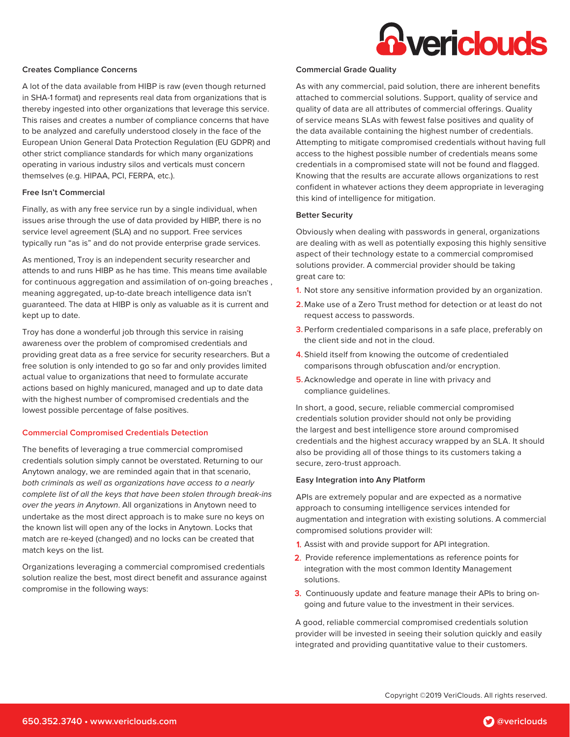### Creates Compliance Concerns

A lot of the data available from HIBP is raw (even though returned in SHA-1 format) and represents real data from organizations that is thereby ingested into other organizations that leverage this service. This raises and creates a number of compliance concerns that have to be analyzed and carefully understood closely in the face of the European Union General Data Protection Regulation (EU GDPR) and other strict compliance standards for which many organizations operating in various industry silos and verticals must concern themselves (e.g. HIPAA, PCI, FERPA, etc.).

### Free Isn't Commercial

Finally, as with any free service run by a single individual, when issues arise through the use of data provided by HIBP, there is no service level agreement (SLA) and no support. Free services typically run "as is" and do not provide enterprise grade services.

As mentioned, Troy is an independent security researcher and attends to and runs HIBP as he has time. This means time available for continuous aggregation and assimilation of on-going breaches , meaning aggregated, up-to-date breach intelligence data isn't guaranteed. The data at HIBP is only as valuable as it is current and kept up to date.

Troy has done a wonderful job through this service in raising awareness over the problem of compromised credentials and providing great data as a free service for security researchers. But a free solution is only intended to go so far and only provides limited actual value to organizations that need to formulate accurate actions based on highly manicured, managed and up to date data with the highest number of compromised credentials and the lowest possible percentage of false positives.

## Commercial Compromised Credentials Detection

The benefits of leveraging a true commercial compromised credentials solution simply cannot be overstated. Returning to our Anytown analogy, we are reminded again that in that scenario, *both criminals as well as organizations have access to a nearly complete list of all the keys that have been stolen through break-ins over the years in Anytown*. All organizations in Anytown need to undertake as the most direct approach is to make sure no keys on the known list will open any of the locks in Anytown. Locks that match are re-keyed (changed) and no locks can be created that match keys on the list.

Organizations leveraging a commercial compromised credentials solution realize the best, most direct benefit and assurance against compromise in the following ways:

### Commercial Grade Quality

As with any commercial, paid solution, there are inherent benefits attached to commercial solutions. Support, quality of service and quality of data are all attributes of commercial offerings. Quality of service means SLAs with fewest false positives and quality of the data available containing the highest number of credentials. Attempting to mitigate compromised credentials without having full access to the highest possible number of credentials means some credentials in a compromised state will not be found and flagged. Knowing that the results are accurate allows organizations to rest confident in whatever actions they deem appropriate in leveraging this kind of intelligence for mitigation.

### Better Security

Obviously when dealing with passwords in general, organizations are dealing with as well as potentially exposing this highly sensitive aspect of their technology estate to a commercial compromised solutions provider. A commercial provider should be taking great care to:

1. Not store any sensitive information provided by an organization.
2. Make use of a Zero Trust method for detection or at least do not request access to passwords.
3. Perform credentialed comparisons in a safe place, preferably on the client side and not in the cloud.
4. Shield itself from knowing the outcome of credentialed comparisons through obfuscation and/or encryption.
5. Acknowledge and operate in line with privacy and compliance guidelines.

In short, a good, secure, reliable commercial compromised credentials solution provider should not only be providing the largest and best intelligence store around compromised credentials and the highest accuracy wrapped by an SLA. It should also be providing all of those things to its customers taking a secure, zero-trust approach.

### Easy Integration into Any Platform

APIs are extremely popular and are expected as a normative approach to consuming intelligence services intended for augmentation and integration with existing solutions. A commercial compromised solutions provider will:

1. Assist with and provide support for API integration.
2. Provide reference implementations as reference points for integration with the most common Identity Management solutions.
3. Continuously update and feature manage their APIs to bring on-going and future value to the investment in their services.

A good, reliable commercial compromised credentials solution provider will be invested in seeing their solution quickly and easily integrated and providing quantitative value to their customers.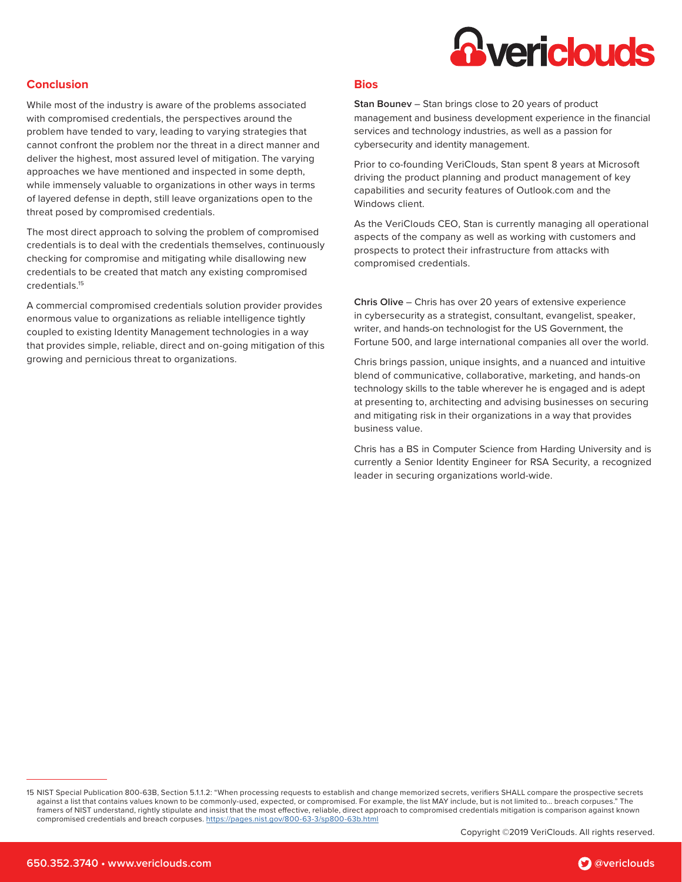## Conclusion

While most of the industry is aware of the problems associated with compromised credentials, the perspectives around the problem have tended to vary, leading to varying strategies that cannot confront the problem nor the threat in a direct manner and deliver the highest, most assured level of mitigation. The varying approaches we have mentioned and inspected in some depth, while immensely valuable to organizations in other ways in terms of layered defense in depth, still leave organizations open to the threat posed by compromised credentials.

The most direct approach to solving the problem of compromised credentials is to deal with the credentials themselves, continuously checking for compromise and mitigating while disallowing new credentials to be created that match any existing compromised credentials.[15]

A commercial compromised credentials solution provider provides enormous value to organizations as reliable intelligence tightly coupled to existing Identity Management technologies in a way that provides simple, reliable, direct and on-going mitigation of this growing and pernicious threat to organizations.

## Bios

**Stan Bounev** – Stan brings close to 20 years of product management and business development experience in the financial services and technology industries, as well as a passion for cybersecurity and identity management.

Prior to co-founding VeriClouds, Stan spent 8 years at Microsoft driving the product planning and product management of key capabilities and security features of Outlook.com and the Windows client.

As the VeriClouds CEO, Stan is currently managing all operational aspects of the company as well as working with customers and prospects to protect their infrastructure from attacks with compromised credentials.

**Chris Olive** – Chris has over 20 years of extensive experience in cybersecurity as a strategist, consultant, evangelist, speaker, writer, and hands-on technologist for the US Government, the Fortune 500, and large international companies all over the world.

Chris brings passion, unique insights, and a nuanced and intuitive blend of communicative, collaborative, marketing, and hands-on technology skills to the table wherever he is engaged and is adept at presenting to, architecting and advising businesses on securing and mitigating risk in their organizations in a way that provides business value.

Chris has a BS in Computer Science from Harding University and is currently a Senior Identity Engineer for RSA Security, a recognized leader in securing organizations world-wide.

---

15 NIST Special Publication 800-63B, Section 5.1.1.2: "When processing requests to establish and change memorized secrets, verifiers SHALL compare the prospective secrets against a list that contains values known to be commonly-used, expected, or compromised. For example, the list MAY include, but is not limited to... breach corpuses." The framers of NIST understand, rightly stipulate and insist that the most effective, reliable, direct approach to compromised credentials mitigation is comparison against known compromised credentials and breach corpuses. https://pages.nist.gov/800-63-3/sp800-63b.html

Copyright ©2019 VeriClouds. All rights reserved.

650.352.3740 • www.vericlouds.com

@vericlouds